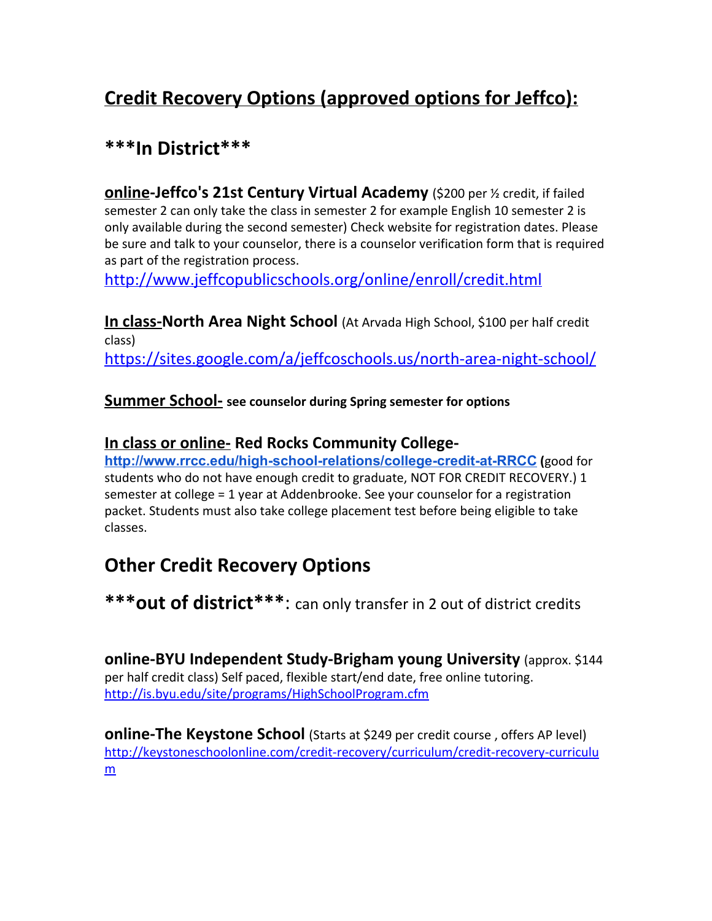# Credit Recovery Options (approved options for Jeffco):

## ***In District***

**online-Jeffco's 21st Century Virtual Academy** ($200 per ½ credit, if failed semester 2 can only take the class in semester 2 for example English 10 semester 2 is only available during the second semester) Check website for registration dates. Please be sure and talk to your counselor, there is a counselor verification form that is required as part of the registration process.
http://www.jeffcopublicschools.org/online/enroll/credit.html

**In class-North Area Night School** (At Arvada High School, $100 per half credit class)
https://sites.google.com/a/jeffcoschools.us/north-area-night-school/

**Summer School- see counselor during Spring semester for options**

**In class or online- Red Rocks Community College-**
http://www.rrcc.edu/high-school-relations/college-credit-at-RRCC (good for students who do not have enough credit to graduate, NOT FOR CREDIT RECOVERY.) 1 semester at college = 1 year at Addenbrooke. See your counselor for a registration packet. Students must also take college placement test before being eligible to take classes.

## Other Credit Recovery Options

## ***out of district***: can only transfer in 2 out of district credits

**online-BYU Independent Study-Brigham young University** (approx. $144 per half credit class) Self paced, flexible start/end date, free online tutoring.
http://is.byu.edu/site/programs/HighSchoolProgram.cfm

**online-The Keystone School** (Starts at $249 per credit course , offers AP level)
http://keystoneschoolonline.com/credit-recovery/curriculum/credit-recovery-curriculum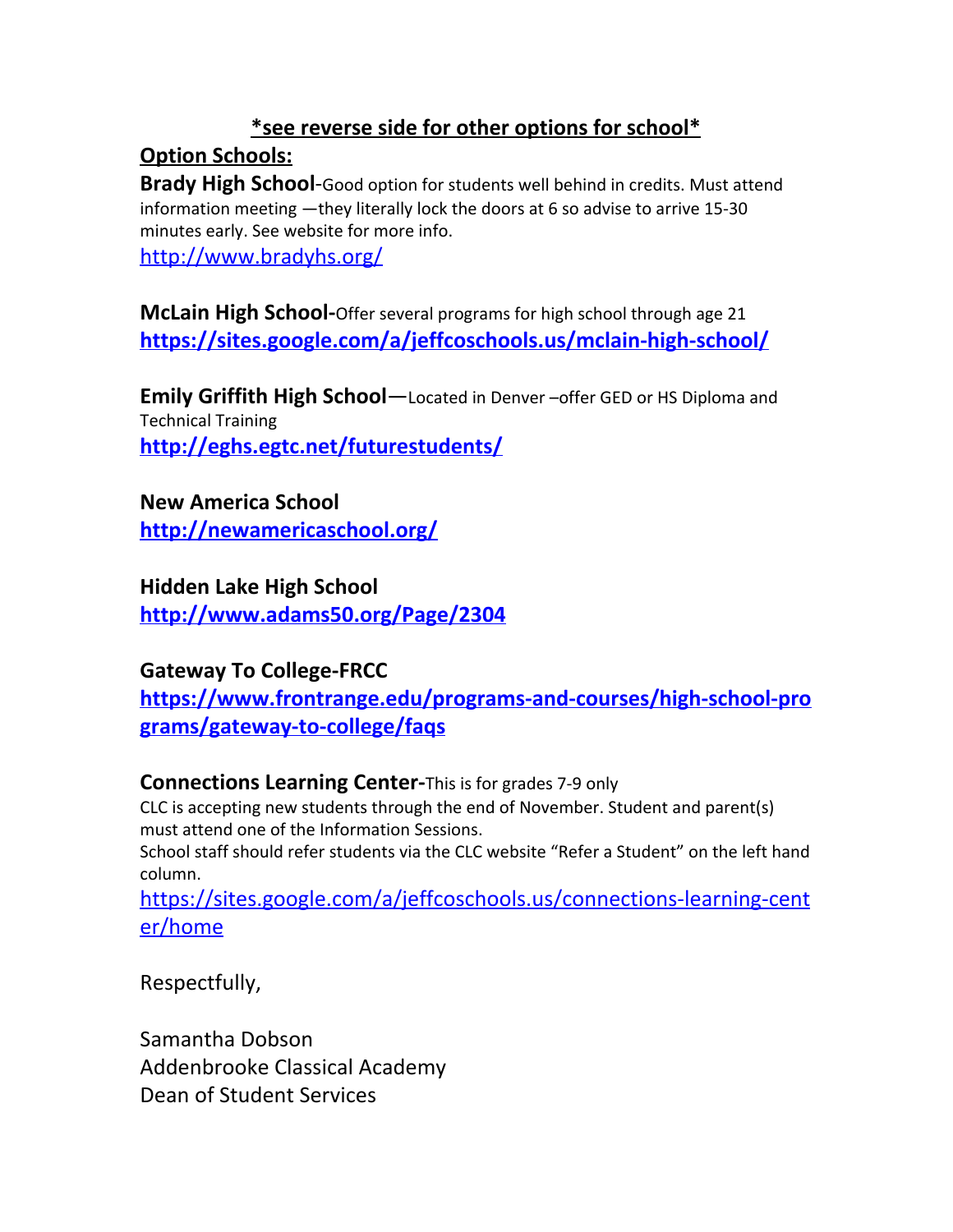**<u>*see reverse side for other options for school*</u>**

**<u>Option Schools:</u>**

**Brady High School**-Good option for students well behind in credits. Must attend information meeting —they literally lock the doors at 6 so advise to arrive 15-30 minutes early. See website for more info.
http://www.bradyhs.org/

**McLain High School-**Offer several programs for high school through age 21
**https://sites.google.com/a/jeffcoschools.us/mclain-high-school/**

**Emily Griffith High School**—Located in Denver –offer GED or HS Diploma and Technical Training
**http://eghs.egtc.net/futurestudents/**

**New America School**
**http://newamericaschool.org/**

**Hidden Lake High School**
**http://www.adams50.org/Page/2304**

**Gateway To College-FRCC**
**https://www.frontrange.edu/programs-and-courses/high-school-programs/gateway-to-college/faqs**

**Connections Learning Center-**This is for grades 7-9 only
CLC is accepting new students through the end of November. Student and parent(s) must attend one of the Information Sessions.
School staff should refer students via the CLC website "Refer a Student" on the left hand column.
https://sites.google.com/a/jeffcoschools.us/connections-learning-center/home

Respectfully,

Samantha Dobson
Addenbrooke Classical Academy
Dean of Student Services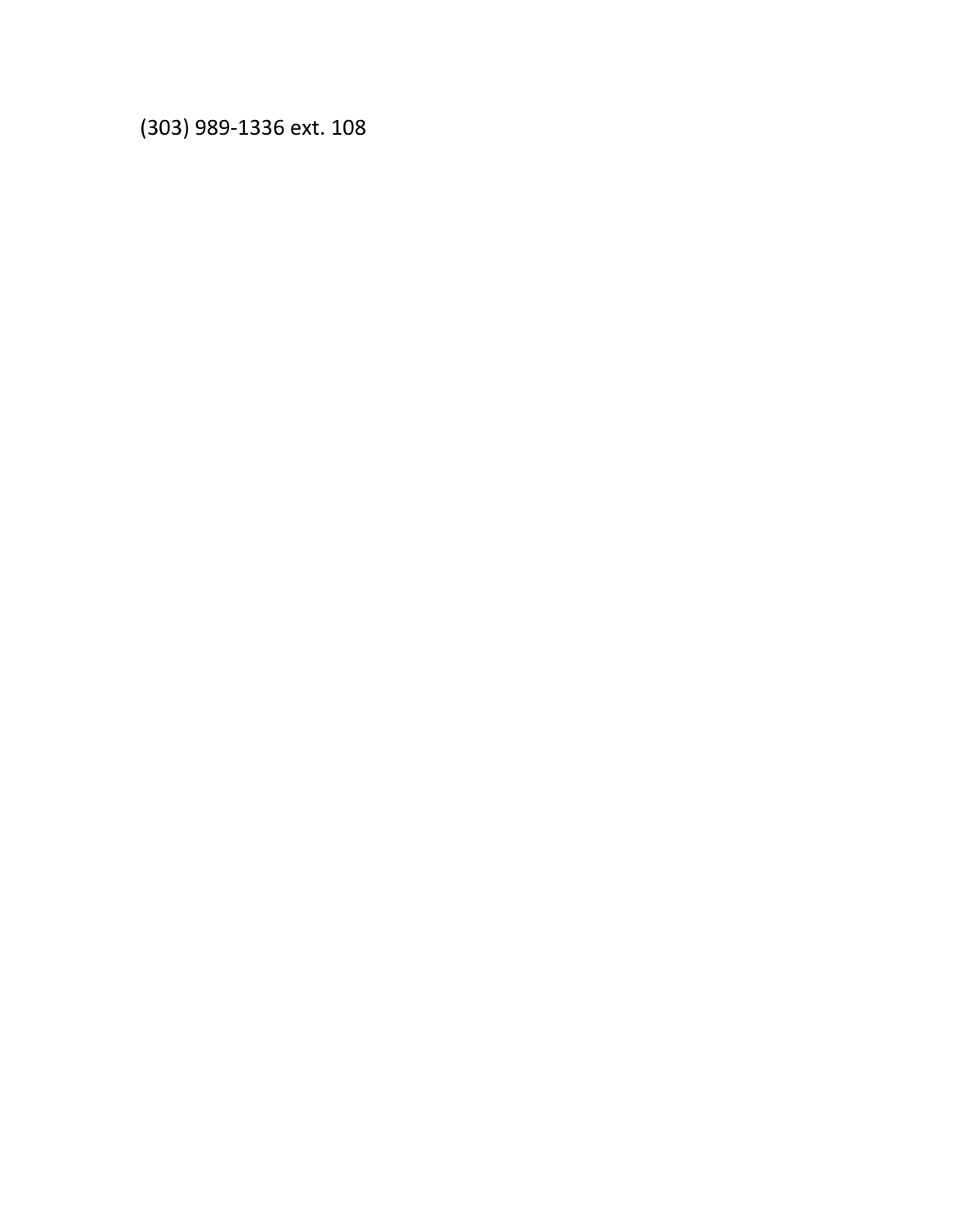(303) 989-1336 ext. 108